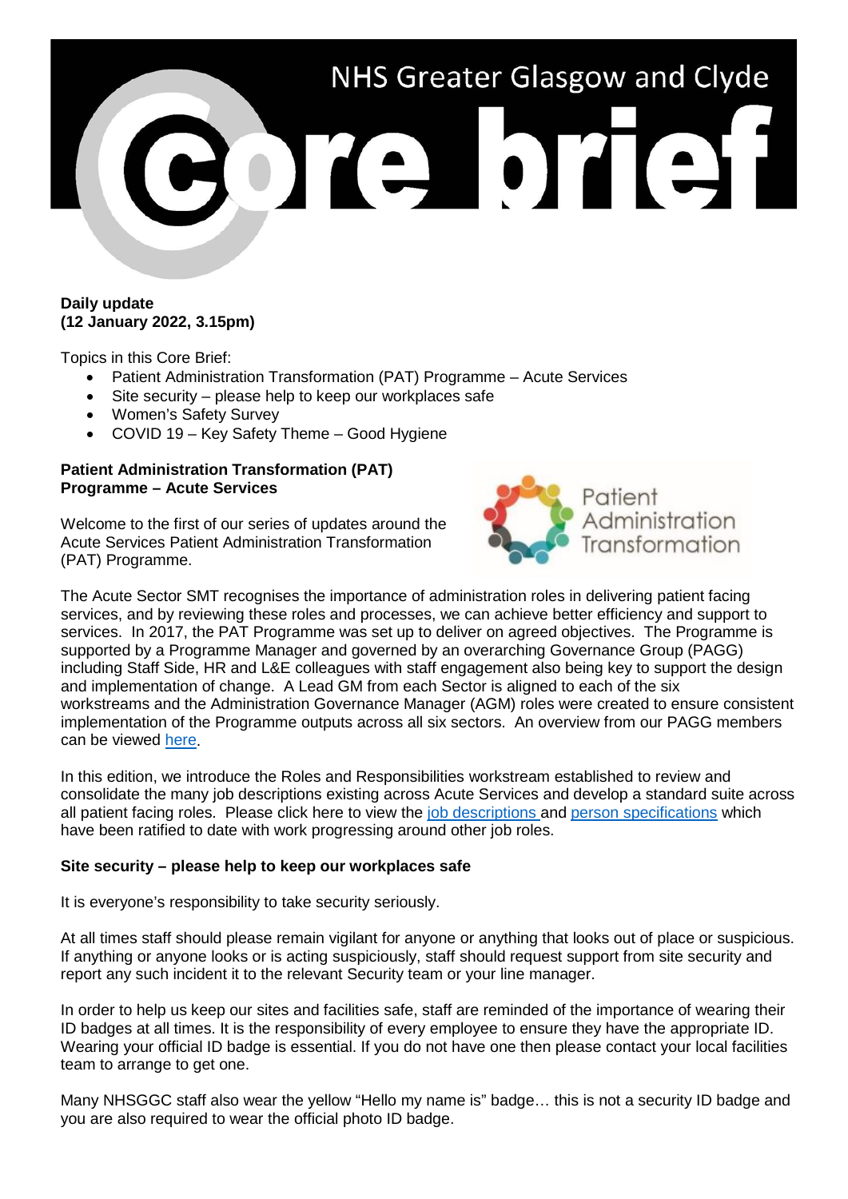# NHS Greater Glasgow and Clyde Core brief

**Daily update**
**(12 January 2022, 3.15pm)**

Topics in this Core Brief:

- Patient Administration Transformation (PAT) Programme – Acute Services
- Site security – please help to keep our workplaces safe
- Women's Safety Survey
- COVID 19 – Key Safety Theme – Good Hygiene

## Patient Administration Transformation (PAT) Programme – Acute Services

Welcome to the first of our series of updates around the Acute Services Patient Administration Transformation (PAT) Programme.

The Acute Sector SMT recognises the importance of administration roles in delivering patient facing services, and by reviewing these roles and processes, we can achieve better efficiency and support to services. In 2017, the PAT Programme was set up to deliver on agreed objectives. The Programme is supported by a Programme Manager and governed by an overarching Governance Group (PAGG) including Staff Side, HR and L&E colleagues with staff engagement also being key to support the design and implementation of change. A Lead GM from each Sector is aligned to each of the six workstreams and the Administration Governance Manager (AGM) roles were created to ensure consistent implementation of the Programme outputs across all six sectors. An overview from our PAGG members can be viewed here.

In this edition, we introduce the Roles and Responsibilities workstream established to review and consolidate the many job descriptions existing across Acute Services and develop a standard suite across all patient facing roles. Please click here to view the job descriptions and person specifications which have been ratified to date with work progressing around other job roles.

## Site security – please help to keep our workplaces safe

It is everyone's responsibility to take security seriously.

At all times staff should please remain vigilant for anyone or anything that looks out of place or suspicious. If anything or anyone looks or is acting suspiciously, staff should request support from site security and report any such incident it to the relevant Security team or your line manager.

In order to help us keep our sites and facilities safe, staff are reminded of the importance of wearing their ID badges at all times. It is the responsibility of every employee to ensure they have the appropriate ID. Wearing your official ID badge is essential. If you do not have one then please contact your local facilities team to arrange to get one.

Many NHSGGC staff also wear the yellow "Hello my name is" badge… this is not a security ID badge and you are also required to wear the official photo ID badge.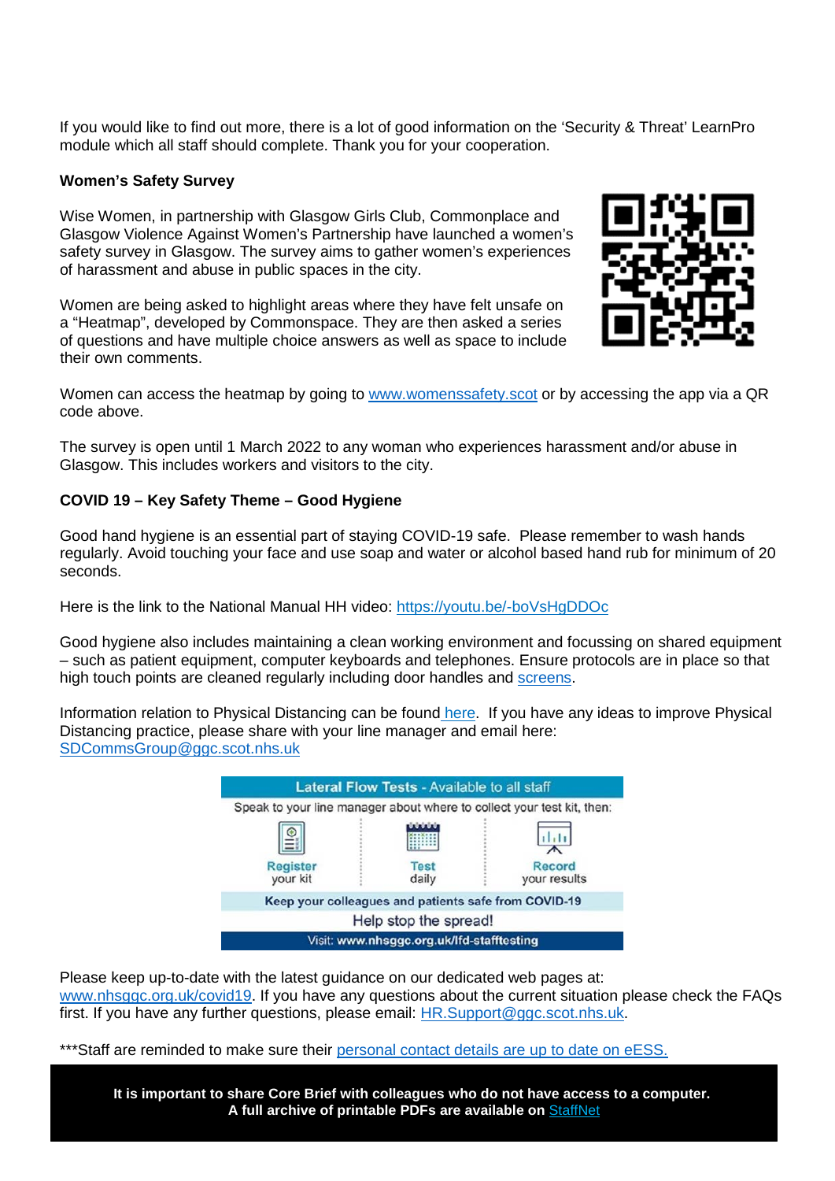If you would like to find out more, there is a lot of good information on the 'Security & Threat' LearnPro module which all staff should complete. Thank you for your cooperation.

**Women's Safety Survey**

Wise Women, in partnership with Glasgow Girls Club, Commonplace and Glasgow Violence Against Women's Partnership have launched a women's safety survey in Glasgow. The survey aims to gather women's experiences of harassment and abuse in public spaces in the city.

Women are being asked to highlight areas where they have felt unsafe on a "Heatmap", developed by Commonspace. They are then asked a series of questions and have multiple choice answers as well as space to include their own comments.

Women can access the heatmap by going to [www.womenssafety.scot](http://www.womenssafety.scot) or by accessing the app via a QR code above.

The survey is open until 1 March 2022 to any woman who experiences harassment and/or abuse in Glasgow. This includes workers and visitors to the city.

**COVID 19 – Key Safety Theme – Good Hygiene**

Good hand hygiene is an essential part of staying COVID-19 safe. Please remember to wash hands regularly. Avoid touching your face and use soap and water or alcohol based hand rub for minimum of 20 seconds.

Here is the link to the National Manual HH video: [https://youtu.be/-boVsHgDDOc](https://youtu.be/-boVsHgDDOc)

Good hygiene also includes maintaining a clean working environment and focussing on shared equipment – such as patient equipment, computer keyboards and telephones. Ensure protocols are in place so that high touch points are cleaned regularly including door handles and screens.

Information relation to Physical Distancing can be found here. If you have any ideas to improve Physical Distancing practice, please share with your line manager and email here: SDCommsGroup@ggc.scot.nhs.uk

**Lateral Flow Tests** - Available to all staff

Speak to your line manager about where to collect your test kit, then:

Register your kit | Test daily | Record your results

**Keep your colleagues and patients safe from COVID-19**

Help stop the spread!

Visit: **www.nhsggc.org.uk/lfd-stafftesting**

Please keep up-to-date with the latest guidance on our dedicated web pages at: [www.nhsggc.org.uk/covid19](http://www.nhsggc.org.uk/covid19). If you have any questions about the current situation please check the FAQs first. If you have any further questions, please email: HR.Support@ggc.scot.nhs.uk.

***Staff are reminded to make sure their personal contact details are up to date on eESS.

**It is important to share Core Brief with colleagues who do not have access to a computer.**
**A full archive of printable PDFs are available on** StaffNet